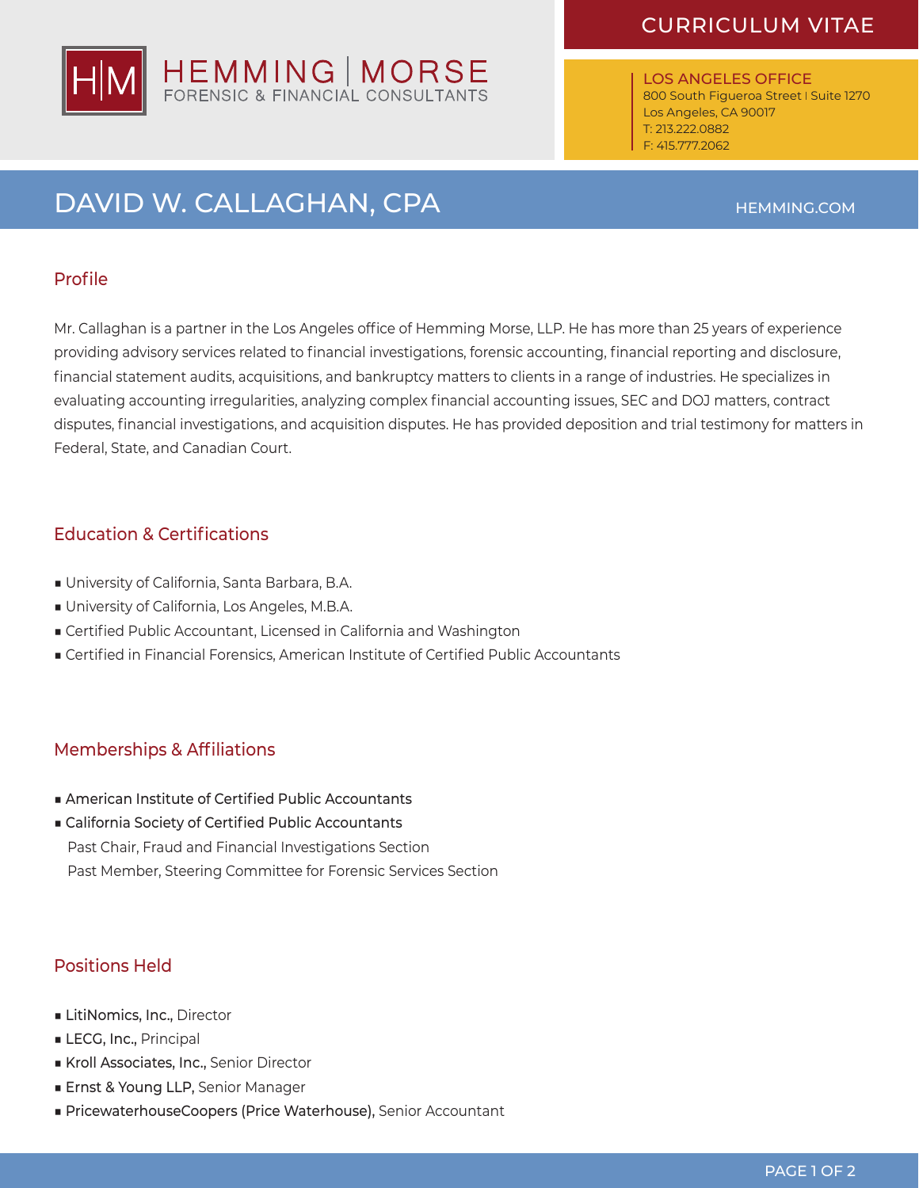HEMMING | MORSE
FORENSIC & FINANCIAL CONSULTANTS

CURRICULUM VITAE

LOS ANGELES OFFICE
800 South Figueroa Street | Suite 1270
Los Angeles, CA 90017
T: 213.222.0882
F: 415.777.2062

# DAVID W. CALLAGHAN, CPA

HEMMING.COM

## Profile

Mr. Callaghan is a partner in the Los Angeles office of Hemming Morse, LLP. He has more than 25 years of experience providing advisory services related to financial investigations, forensic accounting, financial reporting and disclosure, financial statement audits, acquisitions, and bankruptcy matters to clients in a range of industries. He specializes in evaluating accounting irregularities, analyzing complex financial accounting issues, SEC and DOJ matters, contract disputes, financial investigations, and acquisition disputes. He has provided deposition and trial testimony for matters in Federal, State, and Canadian Court.

## Education & Certifications

- University of California, Santa Barbara, B.A.
- University of California, Los Angeles, M.B.A.
- Certified Public Accountant, Licensed in California and Washington
- Certified in Financial Forensics, American Institute of Certified Public Accountants

## Memberships & Affiliations

- American Institute of Certified Public Accountants
- California Society of Certified Public Accountants
  Past Chair, Fraud and Financial Investigations Section
  Past Member, Steering Committee for Forensic Services Section

## Positions Held

- **LitiNomics, Inc.,** Director
- **LECG, Inc.,** Principal
- **Kroll Associates, Inc.,** Senior Director
- **Ernst & Young LLP,** Senior Manager
- **PricewaterhouseCoopers (Price Waterhouse),** Senior Accountant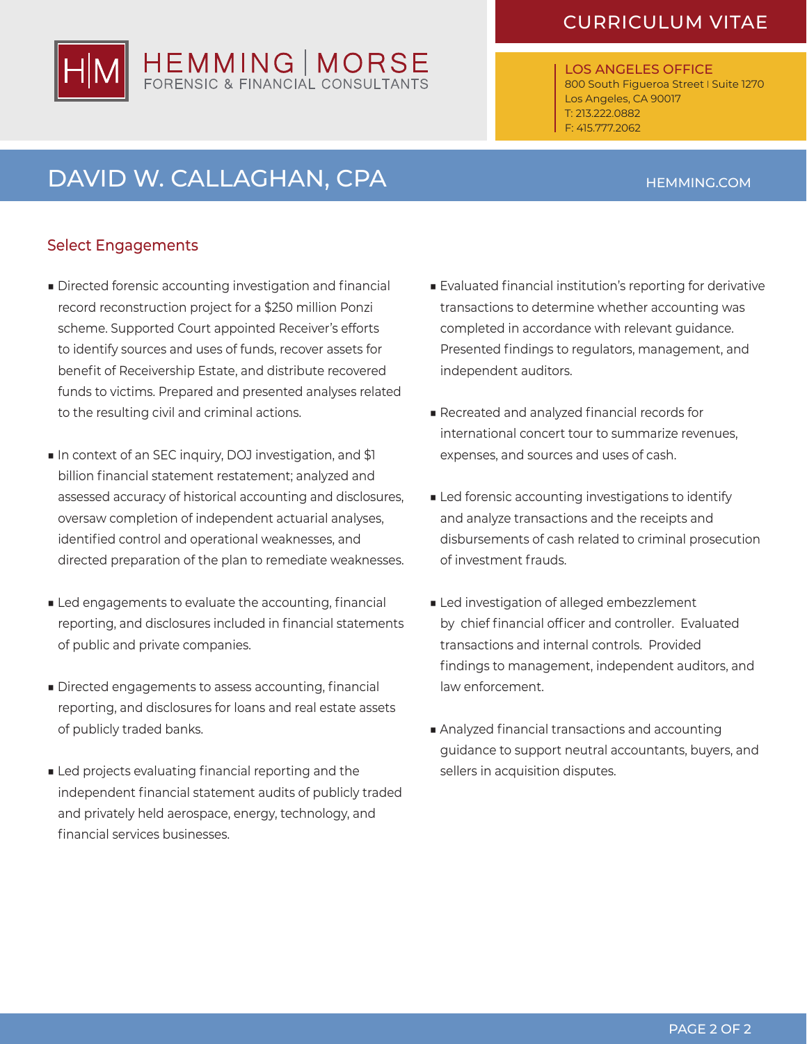# DAVID W. CALLAGHAN, CPA

## Select Engagements

- Directed forensic accounting investigation and financial record reconstruction project for a $250 million Ponzi scheme. Supported Court appointed Receiver's efforts to identify sources and uses of funds, recover assets for benefit of Receivership Estate, and distribute recovered funds to victims. Prepared and presented analyses related to the resulting civil and criminal actions.
- In context of an SEC inquiry, DOJ investigation, and $1 billion financial statement restatement; analyzed and assessed accuracy of historical accounting and disclosures, oversaw completion of independent actuarial analyses, identified control and operational weaknesses, and directed preparation of the plan to remediate weaknesses.
- Led engagements to evaluate the accounting, financial reporting, and disclosures included in financial statements of public and private companies.
- Directed engagements to assess accounting, financial reporting, and disclosures for loans and real estate assets of publicly traded banks.
- Led projects evaluating financial reporting and the independent financial statement audits of publicly traded and privately held aerospace, energy, technology, and financial services businesses.
- Evaluated financial institution's reporting for derivative transactions to determine whether accounting was completed in accordance with relevant guidance. Presented findings to regulators, management, and independent auditors.
- Recreated and analyzed financial records for international concert tour to summarize revenues, expenses, and sources and uses of cash.
- Led forensic accounting investigations to identify and analyze transactions and the receipts and disbursements of cash related to criminal prosecution of investment frauds.
- Led investigation of alleged embezzlement by chief financial officer and controller. Evaluated transactions and internal controls. Provided findings to management, independent auditors, and law enforcement.
- Analyzed financial transactions and accounting guidance to support neutral accountants, buyers, and sellers in acquisition disputes.